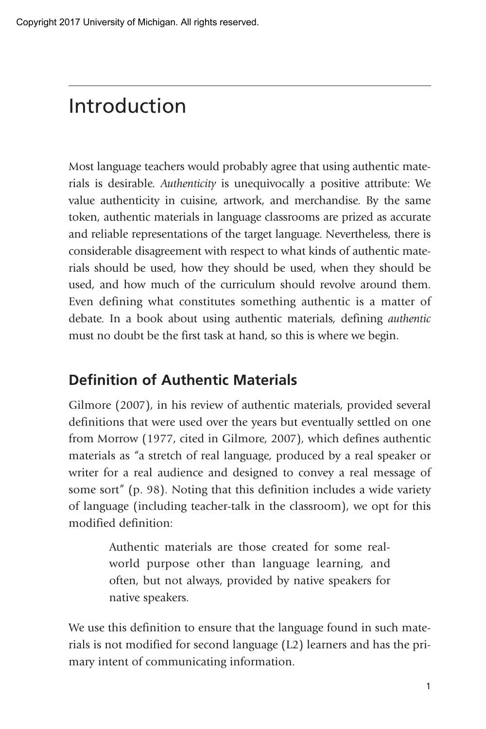# Introduction

Most language teachers would probably agree that using authentic materials is desirable. *Authenticity* is unequivocally a positive attribute: We value authenticity in cuisine, artwork, and merchandise. By the same token, authentic materials in language classrooms are prized as accurate and reliable representations of the target language. Nevertheless, there is considerable disagreement with respect to what kinds of authentic materials should be used, how they should be used, when they should be used, and how much of the curriculum should revolve around them. Even defining what constitutes something authentic is a matter of debate. In a book about using authentic materials, defining *authentic* must no doubt be the first task at hand, so this is where we begin.

## Definition of Authentic Materials

Gilmore (2007), in his review of authentic materials, provided several definitions that were used over the years but eventually settled on one from Morrow (1977, cited in Gilmore, 2007), which defines authentic materials as "a stretch of real language, produced by a real speaker or writer for a real audience and designed to convey a real message of some sort" (p. 98). Noting that this definition includes a wide variety of language (including teacher-talk in the classroom), we opt for this modified definition:

> Authentic materials are those created for some real-world purpose other than language learning, and often, but not always, provided by native speakers for native speakers.

We use this definition to ensure that the language found in such materials is not modified for second language (L2) learners and has the primary intent of communicating information.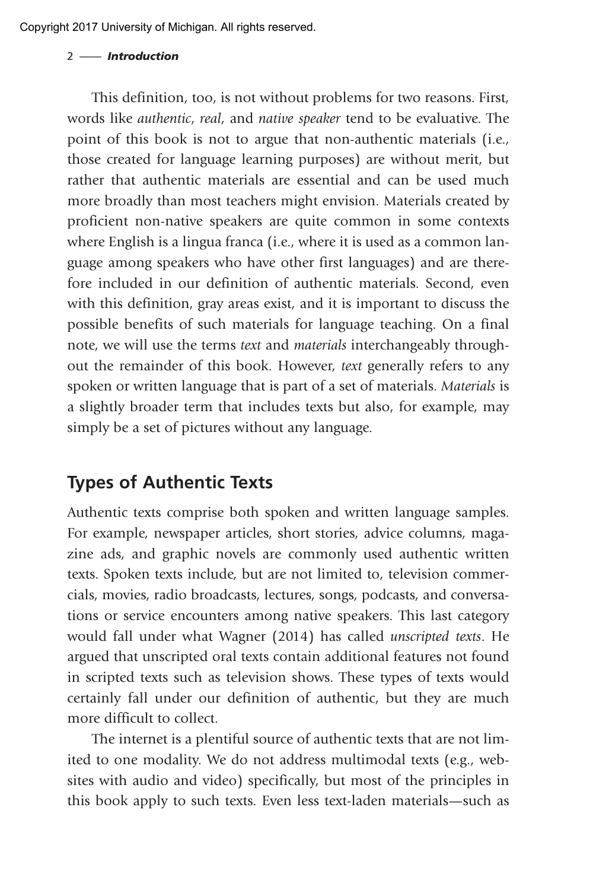This definition, too, is not without problems for two reasons. First, words like *authentic*, *real*, and *native speaker* tend to be evaluative. The point of this book is not to argue that non-authentic materials (i.e., those created for language learning purposes) are without merit, but rather that authentic materials are essential and can be used much more broadly than most teachers might envision. Materials created by proficient non-native speakers are quite common in some contexts where English is a lingua franca (i.e., where it is used as a common language among speakers who have other first languages) and are therefore included in our definition of authentic materials. Second, even with this definition, gray areas exist, and it is important to discuss the possible benefits of such materials for language teaching. On a final note, we will use the terms *text* and *materials* interchangeably throughout the remainder of this book. However, *text* generally refers to any spoken or written language that is part of a set of materials. *Materials* is a slightly broader term that includes texts but also, for example, may simply be a set of pictures without any language.

## Types of Authentic Texts

Authentic texts comprise both spoken and written language samples. For example, newspaper articles, short stories, advice columns, magazine ads, and graphic novels are commonly used authentic written texts. Spoken texts include, but are not limited to, television commercials, movies, radio broadcasts, lectures, songs, podcasts, and conversations or service encounters among native speakers. This last category would fall under what Wagner (2014) has called *unscripted texts*. He argued that unscripted oral texts contain additional features not found in scripted texts such as television shows. These types of texts would certainly fall under our definition of authentic, but they are much more difficult to collect.

The internet is a plentiful source of authentic texts that are not limited to one modality. We do not address multimodal texts (e.g., websites with audio and video) specifically, but most of the principles in this book apply to such texts. Even less text-laden materials—such as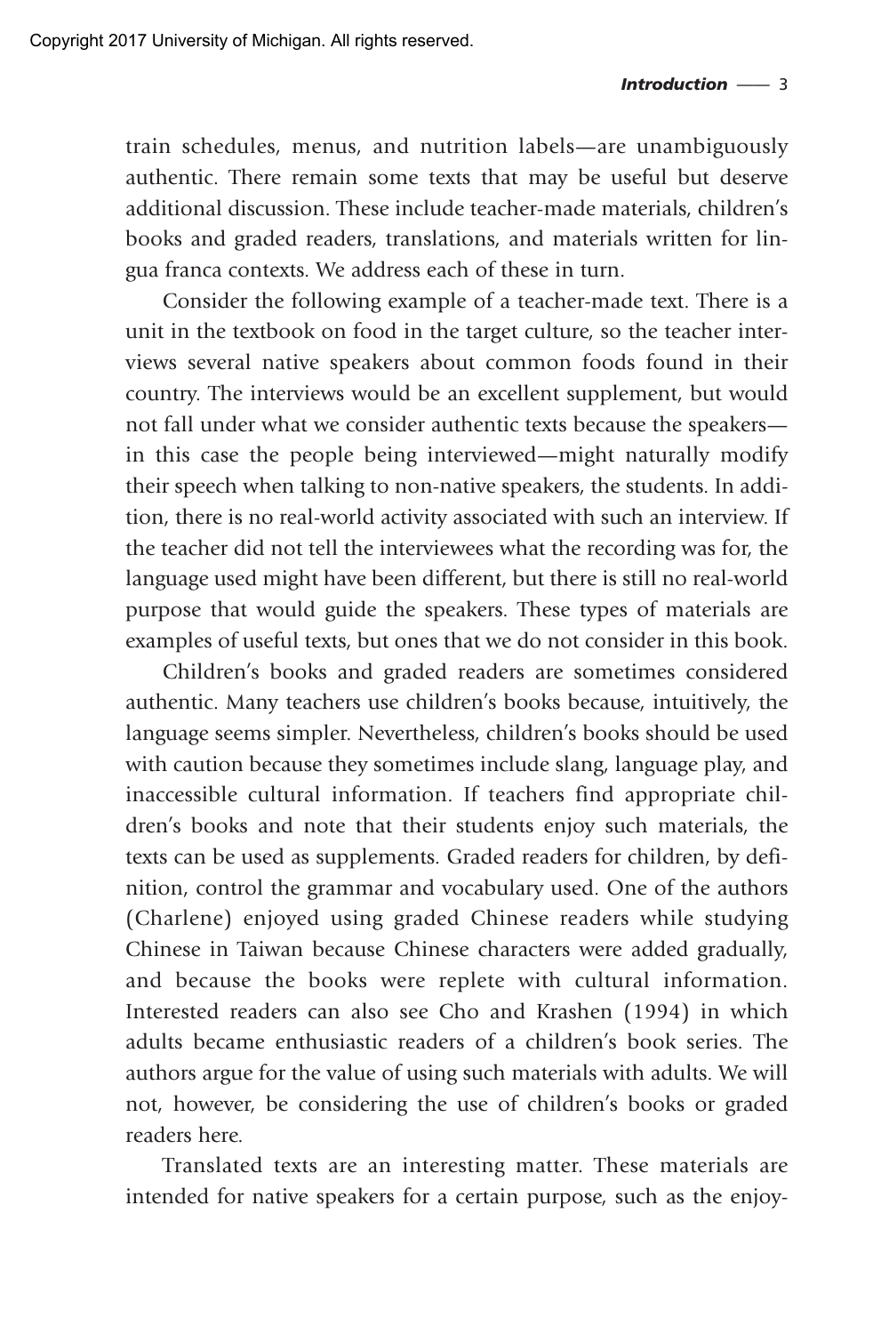train schedules, menus, and nutrition labels—are unambiguously authentic. There remain some texts that may be useful but deserve additional discussion. These include teacher-made materials, children's books and graded readers, translations, and materials written for lingua franca contexts. We address each of these in turn.

Consider the following example of a teacher-made text. There is a unit in the textbook on food in the target culture, so the teacher interviews several native speakers about common foods found in their country. The interviews would be an excellent supplement, but would not fall under what we consider authentic texts because the speakers—in this case the people being interviewed—might naturally modify their speech when talking to non-native speakers, the students. In addition, there is no real-world activity associated with such an interview. If the teacher did not tell the interviewees what the recording was for, the language used might have been different, but there is still no real-world purpose that would guide the speakers. These types of materials are examples of useful texts, but ones that we do not consider in this book.

Children's books and graded readers are sometimes considered authentic. Many teachers use children's books because, intuitively, the language seems simpler. Nevertheless, children's books should be used with caution because they sometimes include slang, language play, and inaccessible cultural information. If teachers find appropriate children's books and note that their students enjoy such materials, the texts can be used as supplements. Graded readers for children, by definition, control the grammar and vocabulary used. One of the authors (Charlene) enjoyed using graded Chinese readers while studying Chinese in Taiwan because Chinese characters were added gradually, and because the books were replete with cultural information. Interested readers can also see Cho and Krashen (1994) in which adults became enthusiastic readers of a children's book series. The authors argue for the value of using such materials with adults. We will not, however, be considering the use of children's books or graded readers here.

Translated texts are an interesting matter. These materials are intended for native speakers for a certain purpose, such as the enjoy-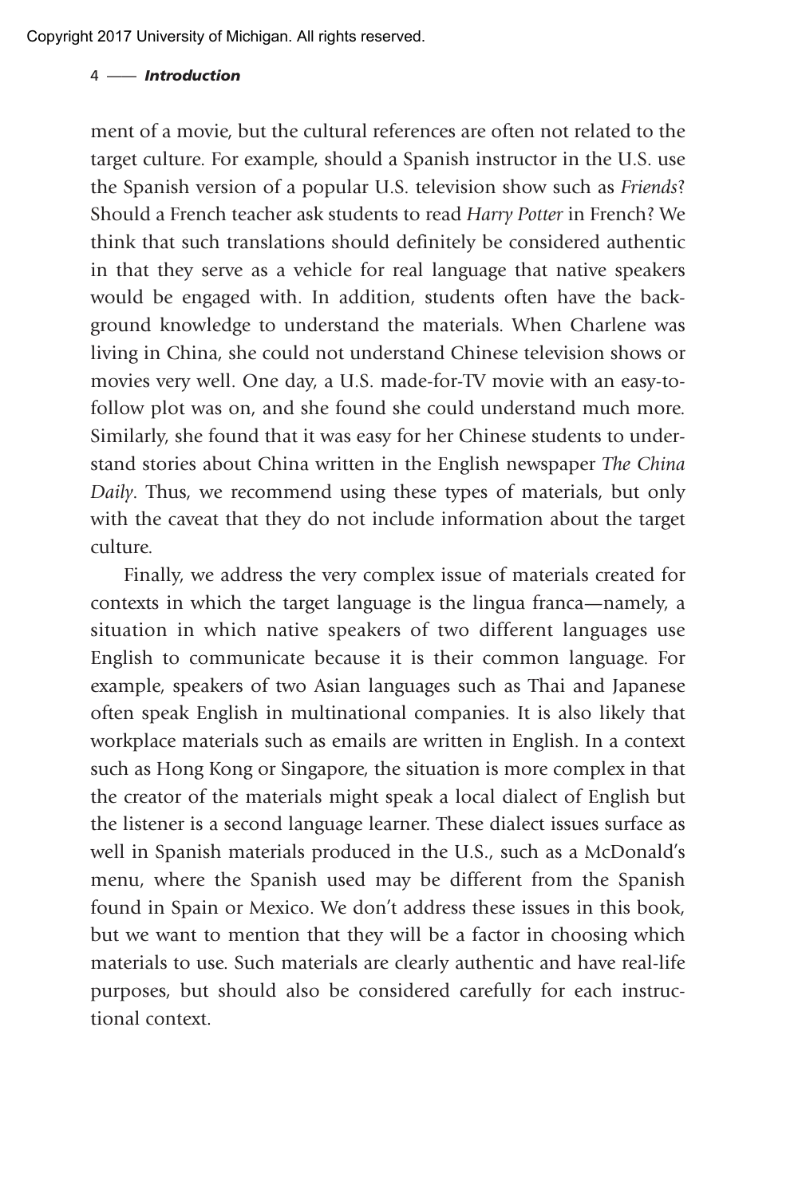ment of a movie, but the cultural references are often not related to the target culture. For example, should a Spanish instructor in the U.S. use the Spanish version of a popular U.S. television show such as *Friends*? Should a French teacher ask students to read *Harry Potter* in French? We think that such translations should definitely be considered authentic in that they serve as a vehicle for real language that native speakers would be engaged with. In addition, students often have the background knowledge to understand the materials. When Charlene was living in China, she could not understand Chinese television shows or movies very well. One day, a U.S. made-for-TV movie with an easy-to-follow plot was on, and she found she could understand much more. Similarly, she found that it was easy for her Chinese students to understand stories about China written in the English newspaper *The China Daily*. Thus, we recommend using these types of materials, but only with the caveat that they do not include information about the target culture.

Finally, we address the very complex issue of materials created for contexts in which the target language is the lingua franca—namely, a situation in which native speakers of two different languages use English to communicate because it is their common language. For example, speakers of two Asian languages such as Thai and Japanese often speak English in multinational companies. It is also likely that workplace materials such as emails are written in English. In a context such as Hong Kong or Singapore, the situation is more complex in that the creator of the materials might speak a local dialect of English but the listener is a second language learner. These dialect issues surface as well in Spanish materials produced in the U.S., such as a McDonald's menu, where the Spanish used may be different from the Spanish found in Spain or Mexico. We don't address these issues in this book, but we want to mention that they will be a factor in choosing which materials to use. Such materials are clearly authentic and have real-life purposes, but should also be considered carefully for each instructional context.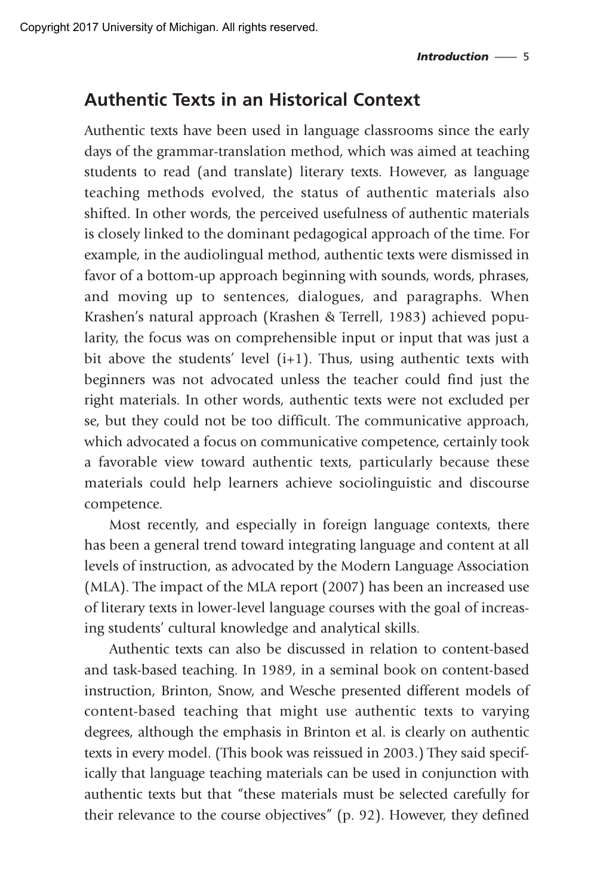## Authentic Texts in an Historical Context

Authentic texts have been used in language classrooms since the early days of the grammar-translation method, which was aimed at teaching students to read (and translate) literary texts. However, as language teaching methods evolved, the status of authentic materials also shifted. In other words, the perceived usefulness of authentic materials is closely linked to the dominant pedagogical approach of the time. For example, in the audiolingual method, authentic texts were dismissed in favor of a bottom-up approach beginning with sounds, words, phrases, and moving up to sentences, dialogues, and paragraphs. When Krashen's natural approach (Krashen & Terrell, 1983) achieved popularity, the focus was on comprehensible input or input that was just a bit above the students' level (i+1). Thus, using authentic texts with beginners was not advocated unless the teacher could find just the right materials. In other words, authentic texts were not excluded per se, but they could not be too difficult. The communicative approach, which advocated a focus on communicative competence, certainly took a favorable view toward authentic texts, particularly because these materials could help learners achieve sociolinguistic and discourse competence.

Most recently, and especially in foreign language contexts, there has been a general trend toward integrating language and content at all levels of instruction, as advocated by the Modern Language Association (MLA). The impact of the MLA report (2007) has been an increased use of literary texts in lower-level language courses with the goal of increasing students' cultural knowledge and analytical skills.

Authentic texts can also be discussed in relation to content-based and task-based teaching. In 1989, in a seminal book on content-based instruction, Brinton, Snow, and Wesche presented different models of content-based teaching that might use authentic texts to varying degrees, although the emphasis in Brinton et al. is clearly on authentic texts in every model. (This book was reissued in 2003.) They said specifically that language teaching materials can be used in conjunction with authentic texts but that "these materials must be selected carefully for their relevance to the course objectives" (p. 92). However, they defined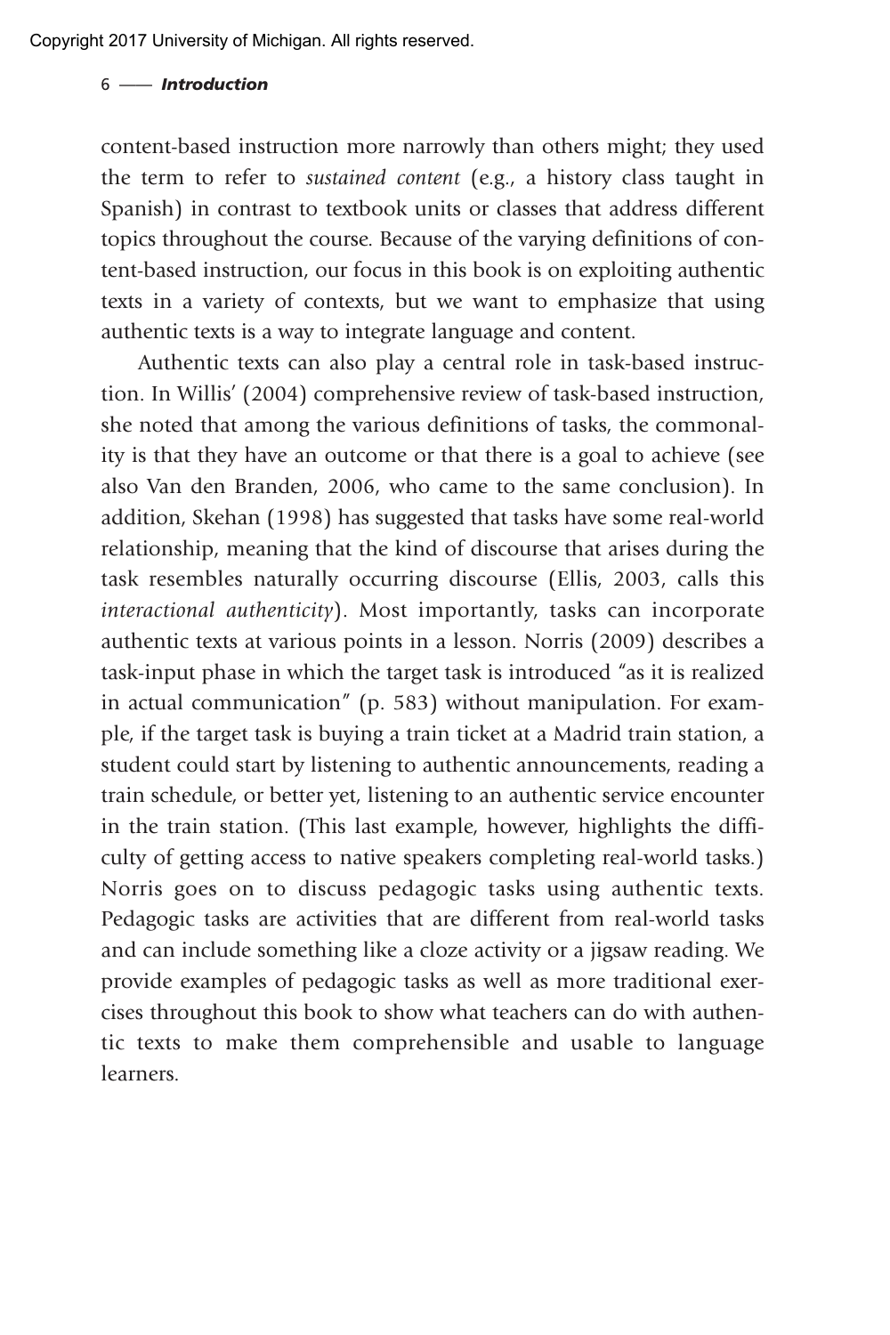content-based instruction more narrowly than others might; they used the term to refer to *sustained content* (e.g., a history class taught in Spanish) in contrast to textbook units or classes that address different topics throughout the course. Because of the varying definitions of content-based instruction, our focus in this book is on exploiting authentic texts in a variety of contexts, but we want to emphasize that using authentic texts is a way to integrate language and content.

Authentic texts can also play a central role in task-based instruction. In Willis' (2004) comprehensive review of task-based instruction, she noted that among the various definitions of tasks, the commonality is that they have an outcome or that there is a goal to achieve (see also Van den Branden, 2006, who came to the same conclusion). In addition, Skehan (1998) has suggested that tasks have some real-world relationship, meaning that the kind of discourse that arises during the task resembles naturally occurring discourse (Ellis, 2003, calls this *interactional authenticity*). Most importantly, tasks can incorporate authentic texts at various points in a lesson. Norris (2009) describes a task-input phase in which the target task is introduced "as it is realized in actual communication" (p. 583) without manipulation. For example, if the target task is buying a train ticket at a Madrid train station, a student could start by listening to authentic announcements, reading a train schedule, or better yet, listening to an authentic service encounter in the train station. (This last example, however, highlights the difficulty of getting access to native speakers completing real-world tasks.) Norris goes on to discuss pedagogic tasks using authentic texts. Pedagogic tasks are activities that are different from real-world tasks and can include something like a cloze activity or a jigsaw reading. We provide examples of pedagogic tasks as well as more traditional exercises throughout this book to show what teachers can do with authentic texts to make them comprehensible and usable to language learners.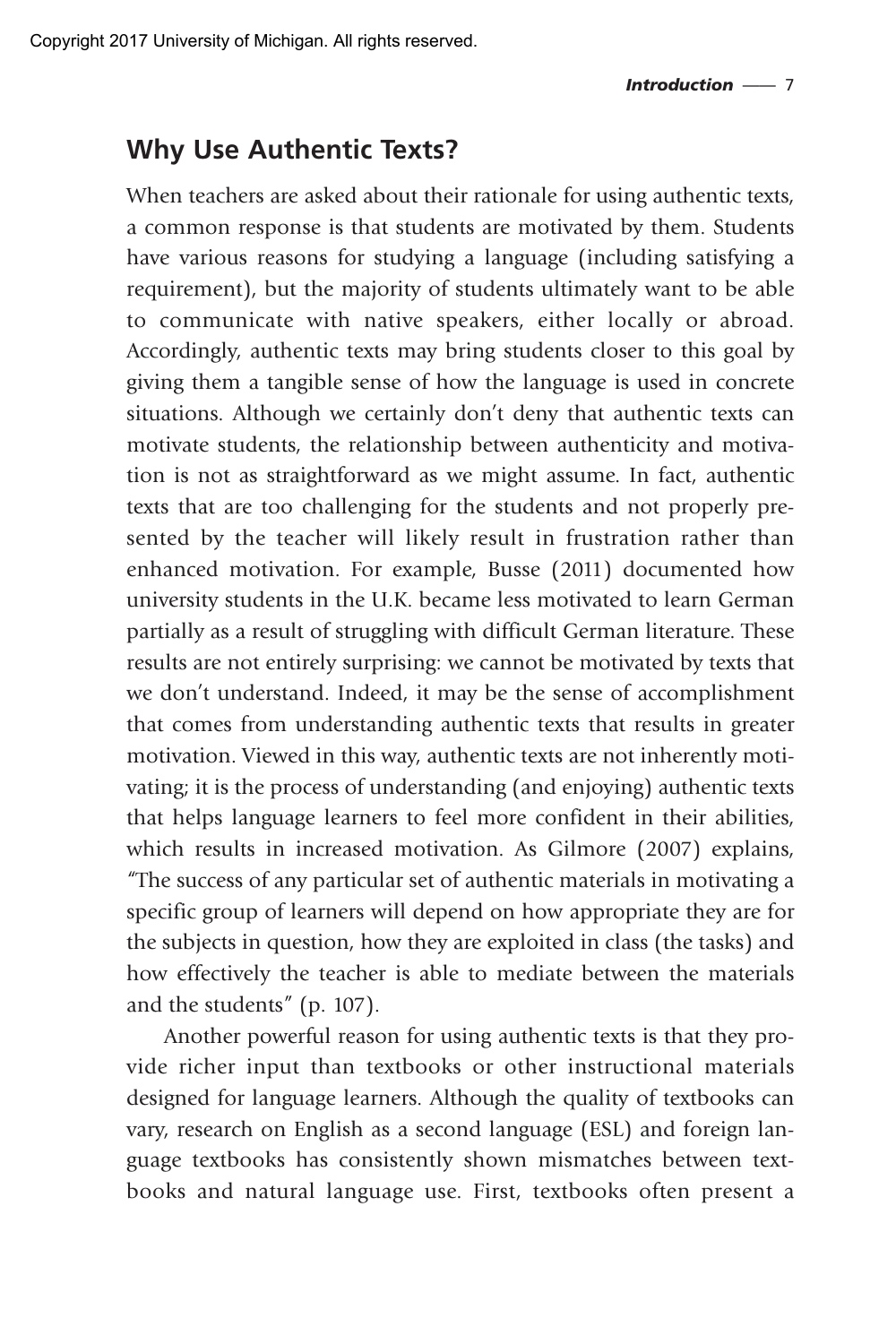## Why Use Authentic Texts?

When teachers are asked about their rationale for using authentic texts, a common response is that students are motivated by them. Students have various reasons for studying a language (including satisfying a requirement), but the majority of students ultimately want to be able to communicate with native speakers, either locally or abroad. Accordingly, authentic texts may bring students closer to this goal by giving them a tangible sense of how the language is used in concrete situations. Although we certainly don't deny that authentic texts can motivate students, the relationship between authenticity and motivation is not as straightforward as we might assume. In fact, authentic texts that are too challenging for the students and not properly presented by the teacher will likely result in frustration rather than enhanced motivation. For example, Busse (2011) documented how university students in the U.K. became less motivated to learn German partially as a result of struggling with difficult German literature. These results are not entirely surprising: we cannot be motivated by texts that we don't understand. Indeed, it may be the sense of accomplishment that comes from understanding authentic texts that results in greater motivation. Viewed in this way, authentic texts are not inherently motivating; it is the process of understanding (and enjoying) authentic texts that helps language learners to feel more confident in their abilities, which results in increased motivation. As Gilmore (2007) explains, "The success of any particular set of authentic materials in motivating a specific group of learners will depend on how appropriate they are for the subjects in question, how they are exploited in class (the tasks) and how effectively the teacher is able to mediate between the materials and the students" (p. 107).

Another powerful reason for using authentic texts is that they provide richer input than textbooks or other instructional materials designed for language learners. Although the quality of textbooks can vary, research on English as a second language (ESL) and foreign language textbooks has consistently shown mismatches between textbooks and natural language use. First, textbooks often present a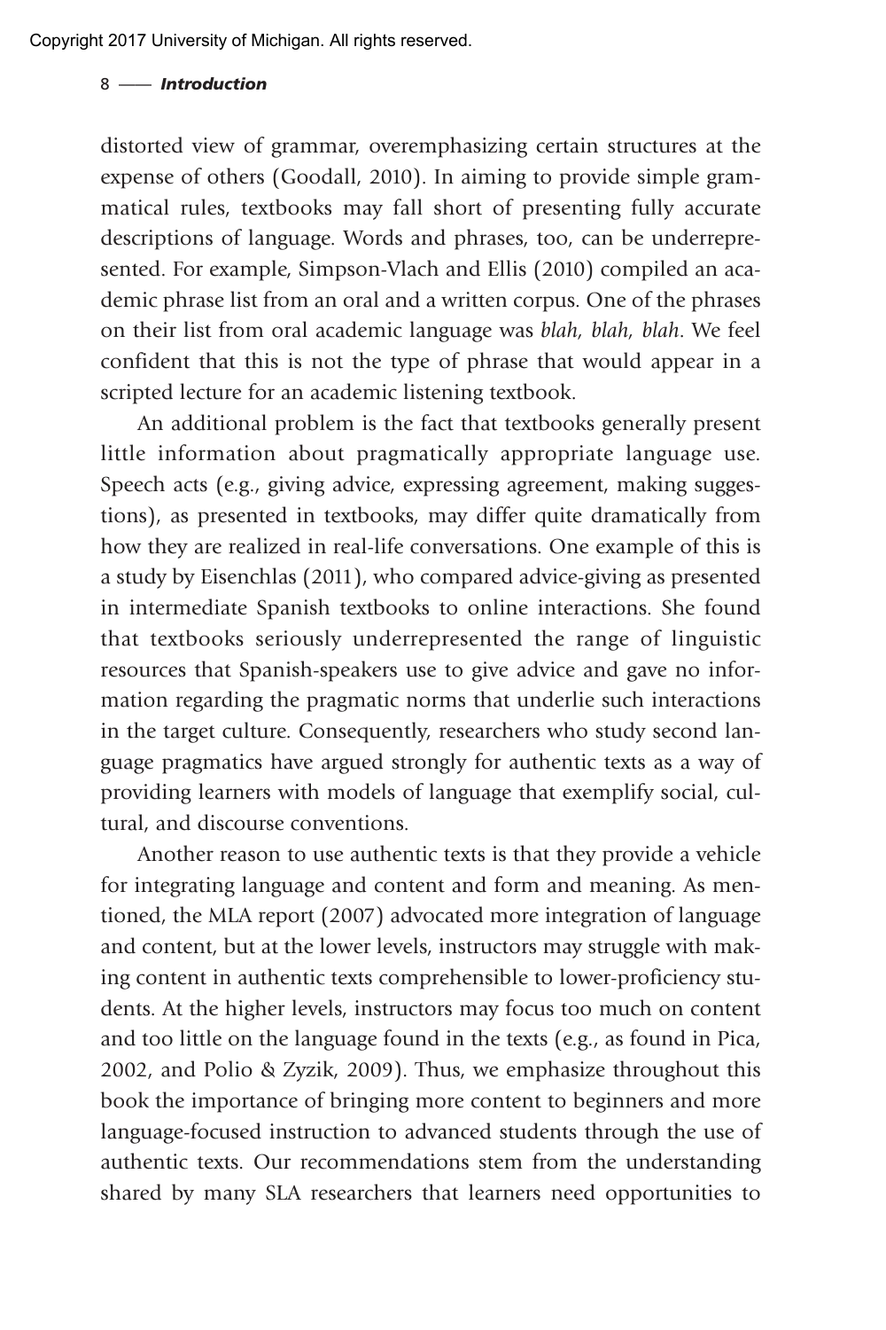distorted view of grammar, overemphasizing certain structures at the expense of others (Goodall, 2010). In aiming to provide simple grammatical rules, textbooks may fall short of presenting fully accurate descriptions of language. Words and phrases, too, can be underrepresented. For example, Simpson-Vlach and Ellis (2010) compiled an academic phrase list from an oral and a written corpus. One of the phrases on their list from oral academic language was *blah, blah, blah*. We feel confident that this is not the type of phrase that would appear in a scripted lecture for an academic listening textbook.

An additional problem is the fact that textbooks generally present little information about pragmatically appropriate language use. Speech acts (e.g., giving advice, expressing agreement, making suggestions), as presented in textbooks, may differ quite dramatically from how they are realized in real-life conversations. One example of this is a study by Eisenchlas (2011), who compared advice-giving as presented in intermediate Spanish textbooks to online interactions. She found that textbooks seriously underrepresented the range of linguistic resources that Spanish-speakers use to give advice and gave no information regarding the pragmatic norms that underlie such interactions in the target culture. Consequently, researchers who study second language pragmatics have argued strongly for authentic texts as a way of providing learners with models of language that exemplify social, cultural, and discourse conventions.

Another reason to use authentic texts is that they provide a vehicle for integrating language and content and form and meaning. As mentioned, the MLA report (2007) advocated more integration of language and content, but at the lower levels, instructors may struggle with making content in authentic texts comprehensible to lower-proficiency students. At the higher levels, instructors may focus too much on content and too little on the language found in the texts (e.g., as found in Pica, 2002, and Polio & Zyzik, 2009). Thus, we emphasize throughout this book the importance of bringing more content to beginners and more language-focused instruction to advanced students through the use of authentic texts. Our recommendations stem from the understanding shared by many SLA researchers that learners need opportunities to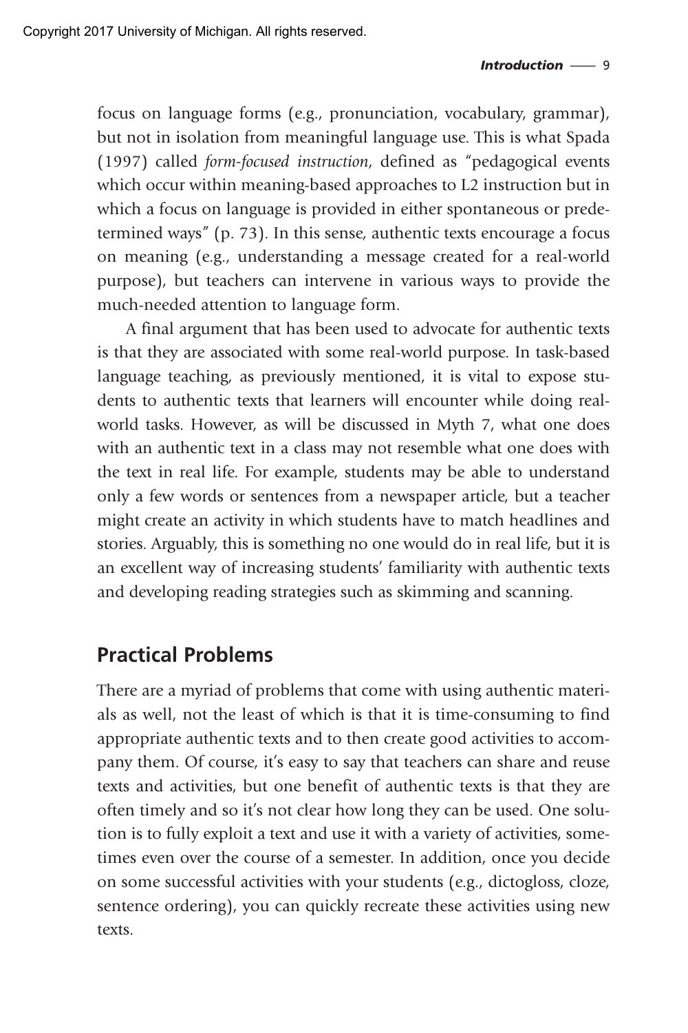focus on language forms (e.g., pronunciation, vocabulary, grammar), but not in isolation from meaningful language use. This is what Spada (1997) called *form-focused instruction*, defined as "pedagogical events which occur within meaning-based approaches to L2 instruction but in which a focus on language is provided in either spontaneous or predetermined ways" (p. 73). In this sense, authentic texts encourage a focus on meaning (e.g., understanding a message created for a real-world purpose), but teachers can intervene in various ways to provide the much-needed attention to language form.

A final argument that has been used to advocate for authentic texts is that they are associated with some real-world purpose. In task-based language teaching, as previously mentioned, it is vital to expose students to authentic texts that learners will encounter while doing real-world tasks. However, as will be discussed in Myth 7, what one does with an authentic text in a class may not resemble what one does with the text in real life. For example, students may be able to understand only a few words or sentences from a newspaper article, but a teacher might create an activity in which students have to match headlines and stories. Arguably, this is something no one would do in real life, but it is an excellent way of increasing students' familiarity with authentic texts and developing reading strategies such as skimming and scanning.

## Practical Problems

There are a myriad of problems that come with using authentic materials as well, not the least of which is that it is time-consuming to find appropriate authentic texts and to then create good activities to accompany them. Of course, it's easy to say that teachers can share and reuse texts and activities, but one benefit of authentic texts is that they are often timely and so it's not clear how long they can be used. One solution is to fully exploit a text and use it with a variety of activities, sometimes even over the course of a semester. In addition, once you decide on some successful activities with your students (e.g., dictogloss, cloze, sentence ordering), you can quickly recreate these activities using new texts.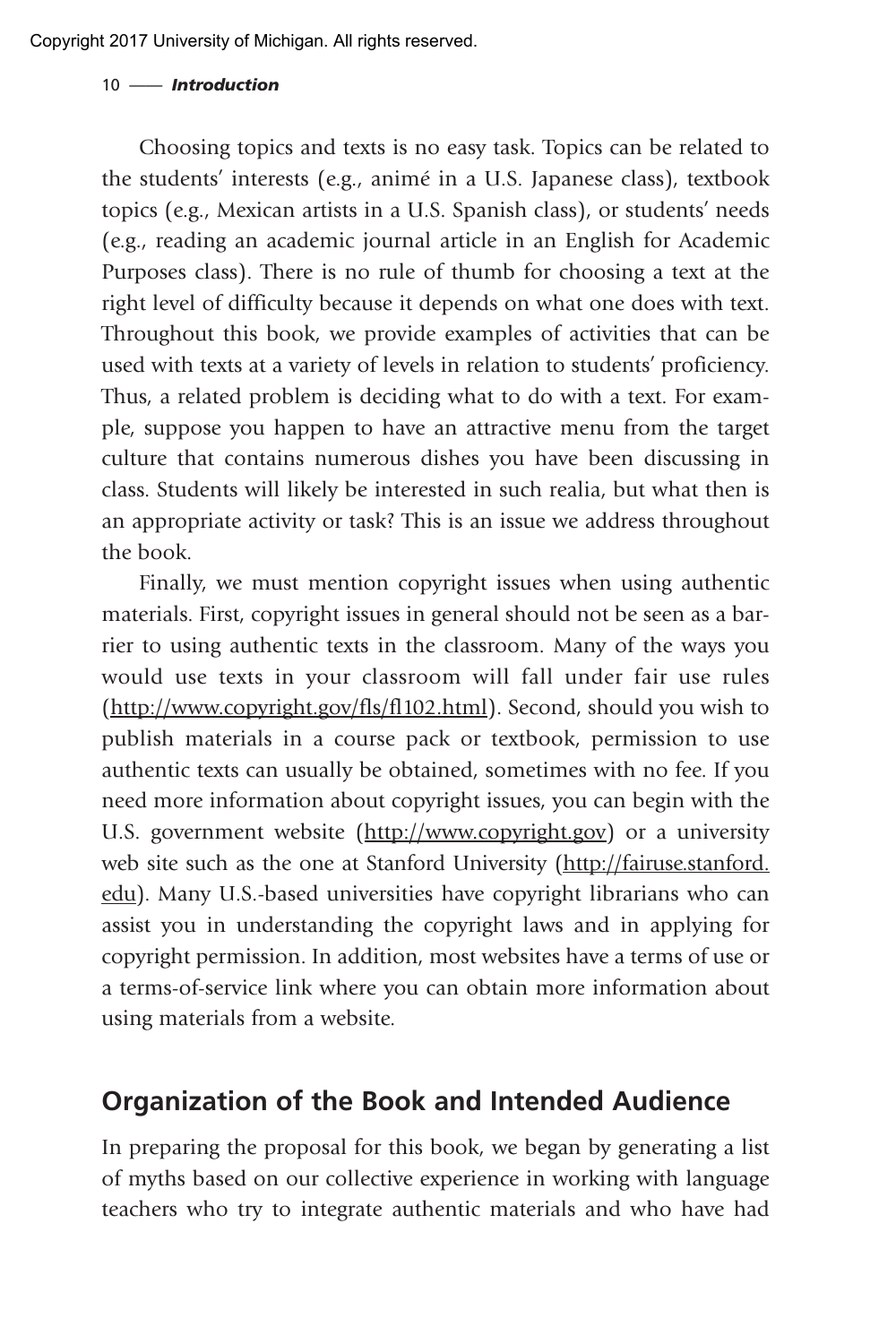Choosing topics and texts is no easy task. Topics can be related to the students' interests (e.g., animé in a U.S. Japanese class), textbook topics (e.g., Mexican artists in a U.S. Spanish class), or students' needs (e.g., reading an academic journal article in an English for Academic Purposes class). There is no rule of thumb for choosing a text at the right level of difficulty because it depends on what one does with text. Throughout this book, we provide examples of activities that can be used with texts at a variety of levels in relation to students' proficiency. Thus, a related problem is deciding what to do with a text. For example, suppose you happen to have an attractive menu from the target culture that contains numerous dishes you have been discussing in class. Students will likely be interested in such realia, but what then is an appropriate activity or task? This is an issue we address throughout the book.

Finally, we must mention copyright issues when using authentic materials. First, copyright issues in general should not be seen as a barrier to using authentic texts in the classroom. Many of the ways you would use texts in your classroom will fall under fair use rules (http://www.copyright.gov/fls/fl102.html). Second, should you wish to publish materials in a course pack or textbook, permission to use authentic texts can usually be obtained, sometimes with no fee. If you need more information about copyright issues, you can begin with the U.S. government website (http://www.copyright.gov) or a university web site such as the one at Stanford University (http://fairuse.stanford.edu). Many U.S.-based universities have copyright librarians who can assist you in understanding the copyright laws and in applying for copyright permission. In addition, most websites have a terms of use or a terms-of-service link where you can obtain more information about using materials from a website.

## Organization of the Book and Intended Audience

In preparing the proposal for this book, we began by generating a list of myths based on our collective experience in working with language teachers who try to integrate authentic materials and who have had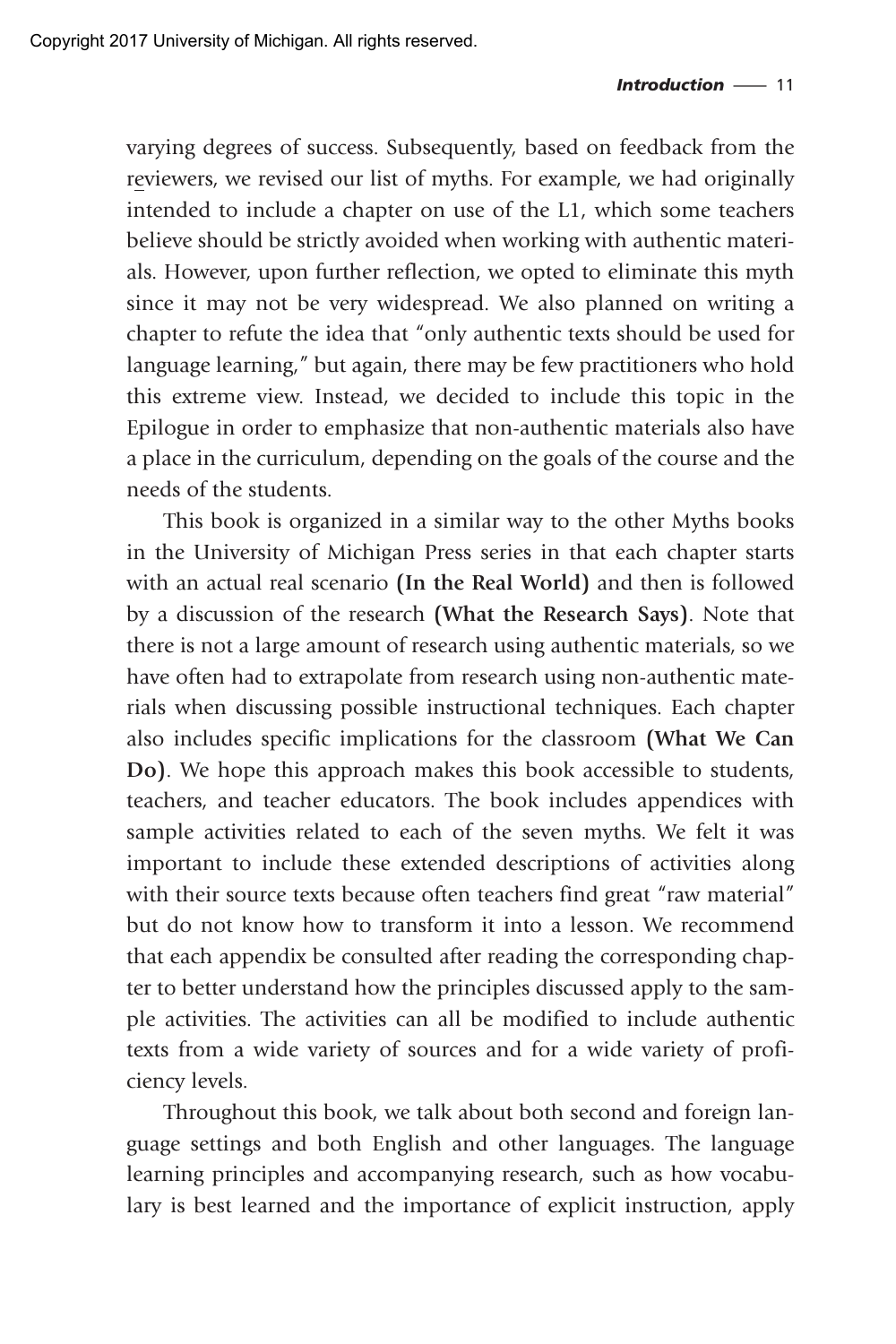varying degrees of success. Subsequently, based on feedback from the reviewers, we revised our list of myths. For example, we had originally intended to include a chapter on use of the L1, which some teachers believe should be strictly avoided when working with authentic materials. However, upon further reflection, we opted to eliminate this myth since it may not be very widespread. We also planned on writing a chapter to refute the idea that "only authentic texts should be used for language learning," but again, there may be few practitioners who hold this extreme view. Instead, we decided to include this topic in the Epilogue in order to emphasize that non-authentic materials also have a place in the curriculum, depending on the goals of the course and the needs of the students.

This book is organized in a similar way to the other Myths books in the University of Michigan Press series in that each chapter starts with an actual real scenario **(In the Real World)** and then is followed by a discussion of the research **(What the Research Says)**. Note that there is not a large amount of research using authentic materials, so we have often had to extrapolate from research using non-authentic materials when discussing possible instructional techniques. Each chapter also includes specific implications for the classroom **(What We Can Do)**. We hope this approach makes this book accessible to students, teachers, and teacher educators. The book includes appendices with sample activities related to each of the seven myths. We felt it was important to include these extended descriptions of activities along with their source texts because often teachers find great "raw material" but do not know how to transform it into a lesson. We recommend that each appendix be consulted after reading the corresponding chapter to better understand how the principles discussed apply to the sample activities. The activities can all be modified to include authentic texts from a wide variety of sources and for a wide variety of proficiency levels.

Throughout this book, we talk about both second and foreign language settings and both English and other languages. The language learning principles and accompanying research, such as how vocabulary is best learned and the importance of explicit instruction, apply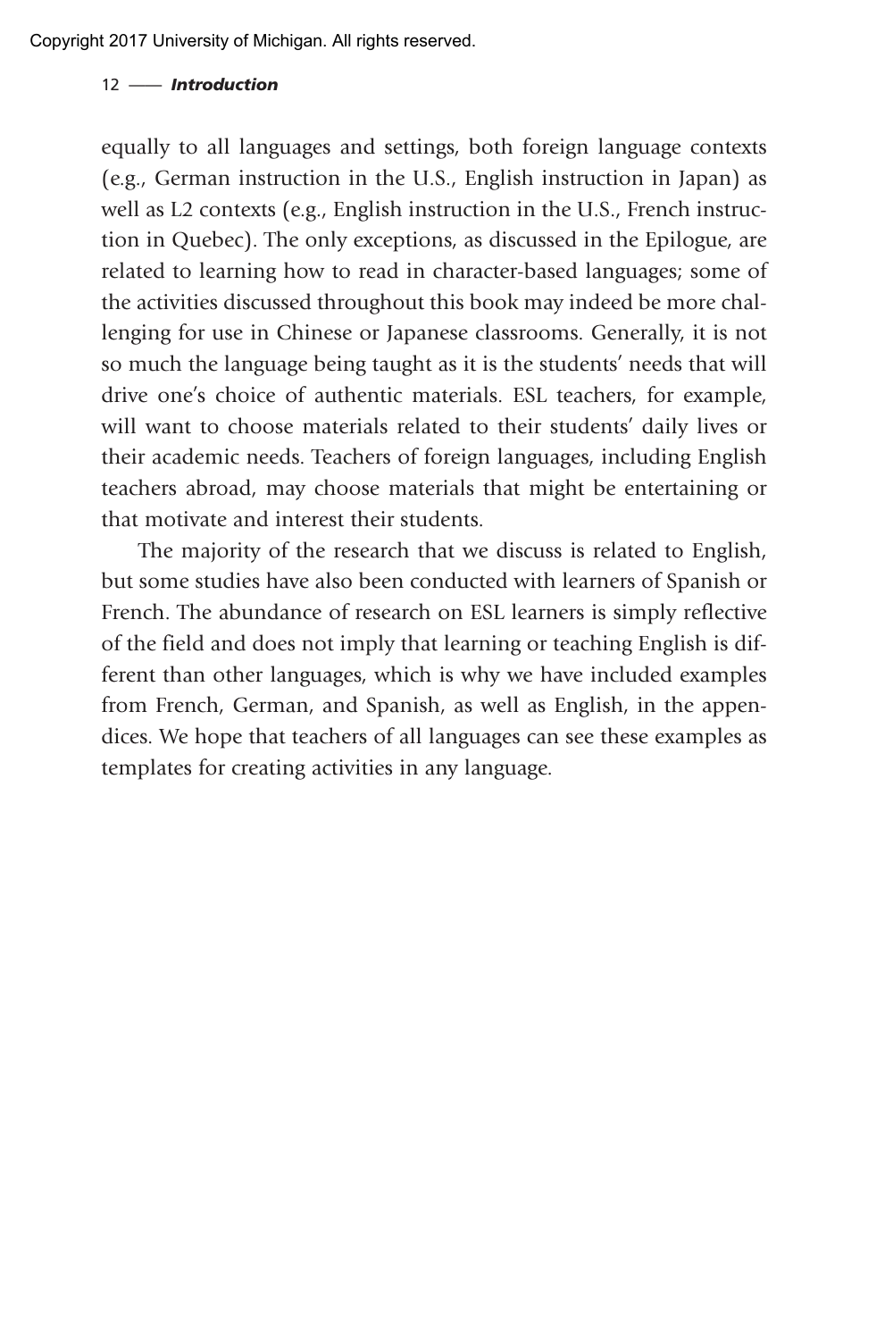equally to all languages and settings, both foreign language contexts (e.g., German instruction in the U.S., English instruction in Japan) as well as L2 contexts (e.g., English instruction in the U.S., French instruction in Quebec). The only exceptions, as discussed in the Epilogue, are related to learning how to read in character-based languages; some of the activities discussed throughout this book may indeed be more challenging for use in Chinese or Japanese classrooms. Generally, it is not so much the language being taught as it is the students' needs that will drive one's choice of authentic materials. ESL teachers, for example, will want to choose materials related to their students' daily lives or their academic needs. Teachers of foreign languages, including English teachers abroad, may choose materials that might be entertaining or that motivate and interest their students.

The majority of the research that we discuss is related to English, but some studies have also been conducted with learners of Spanish or French. The abundance of research on ESL learners is simply reflective of the field and does not imply that learning or teaching English is different than other languages, which is why we have included examples from French, German, and Spanish, as well as English, in the appendices. We hope that teachers of all languages can see these examples as templates for creating activities in any language.